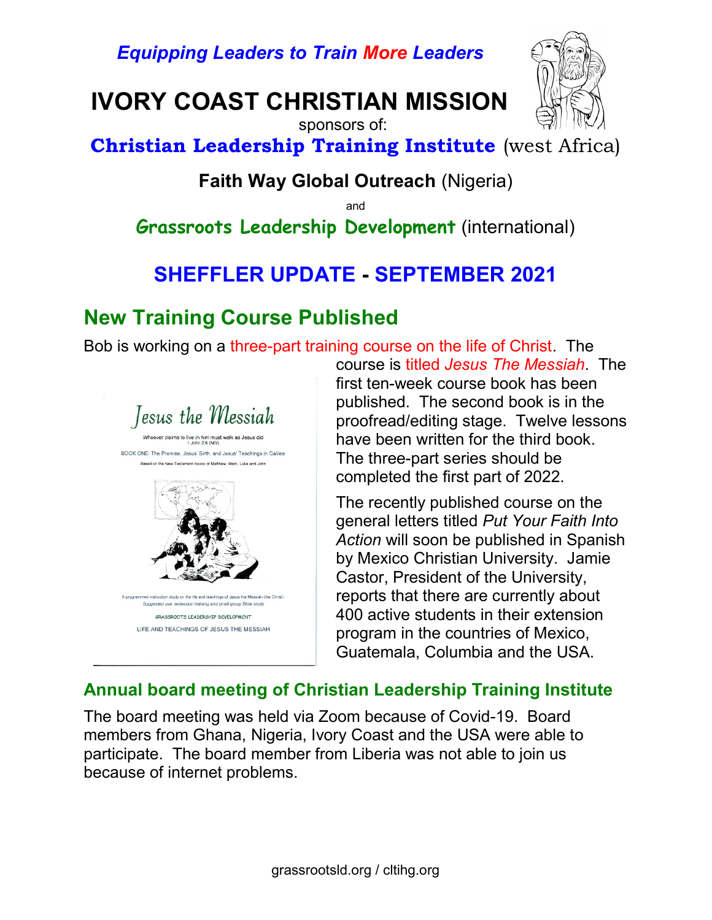*Equipping Leaders to Train More Leaders*

# IVORY COAST CHRISTIAN MISSION

sponsors of:

**Christian Leadership Training Institute** (west Africa)

**Faith Way Global Outreach** (Nigeria)

and

**Grassroots Leadership Development** (international)

## SHEFFLER UPDATE - SEPTEMBER 2021

## New Training Course Published

Bob is working on a three-part training course on the life of Christ. The course is titled *Jesus The Messiah*. The first ten-week course book has been published. The second book is in the proofread/editing stage. Twelve lessons have been written for the third book. The three-part series should be completed the first part of 2022.

Jesus the Messiah

Whoever claims to live in him must walk as Jesus did
1 John 2:6 (NIV)

BOOK ONE: The Promise, Jesus' Birth, and Jesus' Teachings in Galilee

Based on the New Testament books of Matthew, Mark, Luke and John

A programmed instruction study on the life and teachings of Jesus the Messiah (the Christ)
*Suggested use: extension training and small group Bible study*

GRASSROOTS LEADERSHIP DEVELOPMENT

LIFE AND TEACHINGS OF JESUS THE MESSIAH

The recently published course on the general letters titled *Put Your Faith Into Action* will soon be published in Spanish by Mexico Christian University. Jamie Castor, President of the University, reports that there are currently about 400 active students in their extension program in the countries of Mexico, Guatemala, Columbia and the USA.

### Annual board meeting of Christian Leadership Training Institute

The board meeting was held via Zoom because of Covid-19. Board members from Ghana, Nigeria, Ivory Coast and the USA were able to participate. The board member from Liberia was not able to join us because of internet problems.

grassrootsld.org / cltihg.org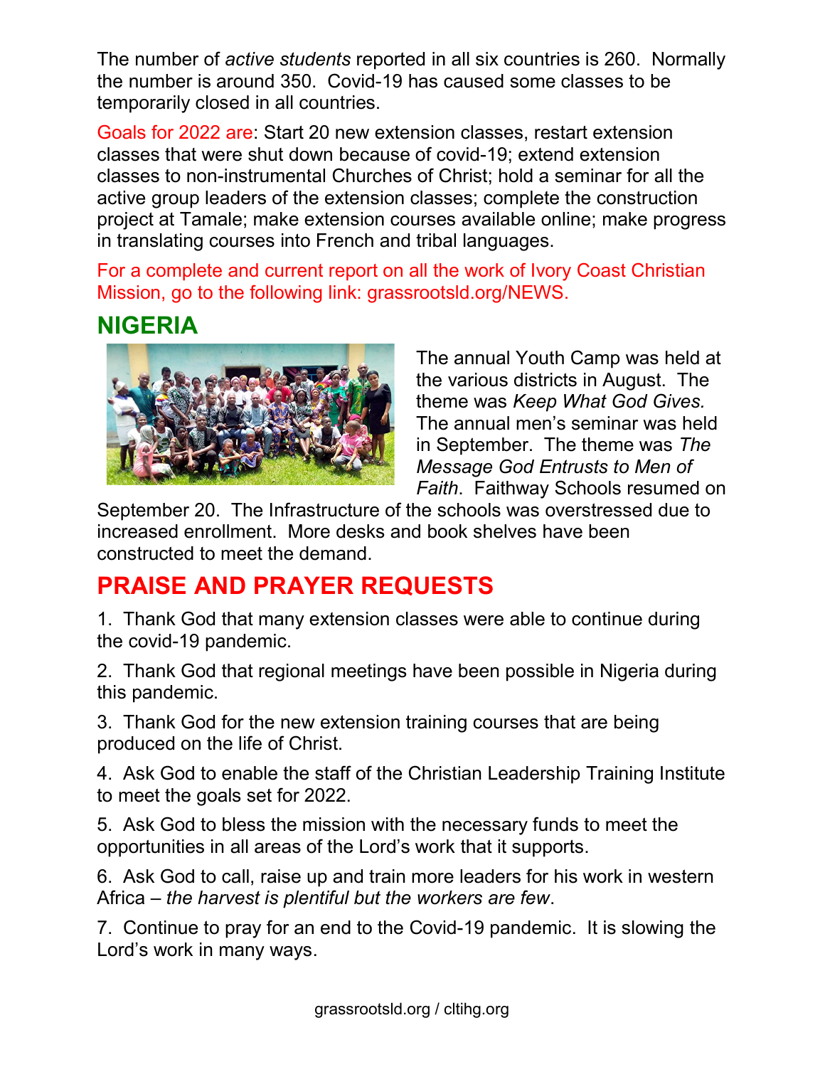The number of *active students* reported in all six countries is 260. Normally the number is around 350. Covid-19 has caused some classes to be temporarily closed in all countries.

Goals for 2022 are: Start 20 new extension classes, restart extension classes that were shut down because of covid-19; extend extension classes to non-instrumental Churches of Christ; hold a seminar for all the active group leaders of the extension classes; complete the construction project at Tamale; make extension courses available online; make progress in translating courses into French and tribal languages.

For a complete and current report on all the work of Ivory Coast Christian Mission, go to the following link: grassrootsld.org/NEWS.

## NIGERIA

The annual Youth Camp was held at the various districts in August. The theme was *Keep What God Gives.* The annual men's seminar was held in September. The theme was *The Message God Entrusts to Men of Faith*. Faithway Schools resumed on September 20. The Infrastructure of the schools was overstressed due to increased enrollment. More desks and book shelves have been constructed to meet the demand.

## PRAISE AND PRAYER REQUESTS

1. Thank God that many extension classes were able to continue during the covid-19 pandemic.

2. Thank God that regional meetings have been possible in Nigeria during this pandemic.

3. Thank God for the new extension training courses that are being produced on the life of Christ.

4. Ask God to enable the staff of the Christian Leadership Training Institute to meet the goals set for 2022.

5. Ask God to bless the mission with the necessary funds to meet the opportunities in all areas of the Lord's work that it supports.

6. Ask God to call, raise up and train more leaders for his work in western Africa – *the harvest is plentiful but the workers are few*.

7. Continue to pray for an end to the Covid-19 pandemic. It is slowing the Lord's work in many ways.

grassrootsld.org / cltihg.org